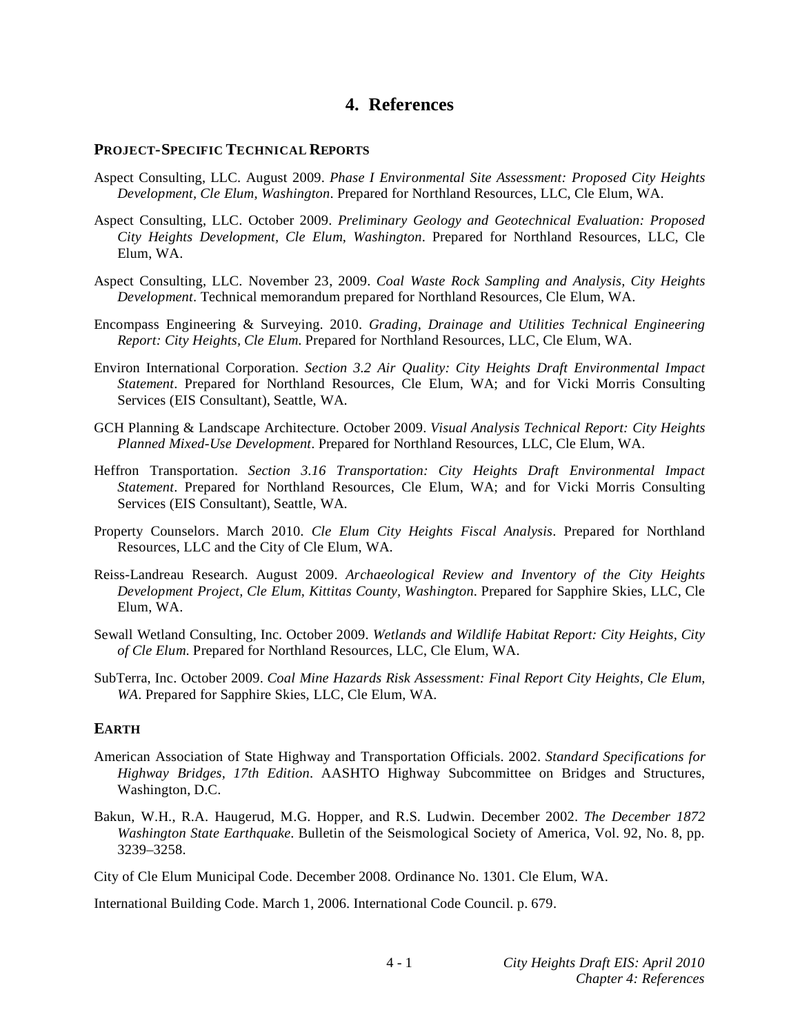# 4. References

## PROJECT-SPECIFIC TECHNICAL REPORTS

Aspect Consulting, LLC. August 2009. *Phase I Environmental Site Assessment: Proposed City Heights Development, Cle Elum, Washington*. Prepared for Northland Resources, LLC, Cle Elum, WA.

Aspect Consulting, LLC. October 2009. *Preliminary Geology and Geotechnical Evaluation: Proposed City Heights Development, Cle Elum, Washington*. Prepared for Northland Resources, LLC, Cle Elum, WA.

Aspect Consulting, LLC. November 23, 2009. *Coal Waste Rock Sampling and Analysis, City Heights Development*. Technical memorandum prepared for Northland Resources, Cle Elum, WA.

Encompass Engineering & Surveying. 2010. *Grading, Drainage and Utilities Technical Engineering Report: City Heights, Cle Elum*. Prepared for Northland Resources, LLC, Cle Elum, WA.

Environ International Corporation. *Section 3.2 Air Quality: City Heights Draft Environmental Impact Statement*. Prepared for Northland Resources, Cle Elum, WA; and for Vicki Morris Consulting Services (EIS Consultant), Seattle, WA.

GCH Planning & Landscape Architecture. October 2009. *Visual Analysis Technical Report: City Heights Planned Mixed-Use Development*. Prepared for Northland Resources, LLC, Cle Elum, WA.

Heffron Transportation. *Section 3.16 Transportation: City Heights Draft Environmental Impact Statement*. Prepared for Northland Resources, Cle Elum, WA; and for Vicki Morris Consulting Services (EIS Consultant), Seattle, WA.

Property Counselors. March 2010. *Cle Elum City Heights Fiscal Analysis*. Prepared for Northland Resources, LLC and the City of Cle Elum, WA.

Reiss-Landreau Research. August 2009. *Archaeological Review and Inventory of the City Heights Development Project, Cle Elum, Kittitas County, Washington*. Prepared for Sapphire Skies, LLC, Cle Elum, WA.

Sewall Wetland Consulting, Inc. October 2009. *Wetlands and Wildlife Habitat Report: City Heights, City of Cle Elum*. Prepared for Northland Resources, LLC, Cle Elum, WA.

SubTerra, Inc. October 2009. *Coal Mine Hazards Risk Assessment: Final Report City Heights, Cle Elum, WA*. Prepared for Sapphire Skies, LLC, Cle Elum, WA.

## EARTH

American Association of State Highway and Transportation Officials. 2002. *Standard Specifications for Highway Bridges, 17th Edition*. AASHTO Highway Subcommittee on Bridges and Structures, Washington, D.C.

Bakun, W.H., R.A. Haugerud, M.G. Hopper, and R.S. Ludwin. December 2002. *The December 1872 Washington State Earthquake*. Bulletin of the Seismological Society of America, Vol. 92, No. 8, pp. 3239–3258.

City of Cle Elum Municipal Code. December 2008. Ordinance No. 1301. Cle Elum, WA.

International Building Code. March 1, 2006. International Code Council. p. 679.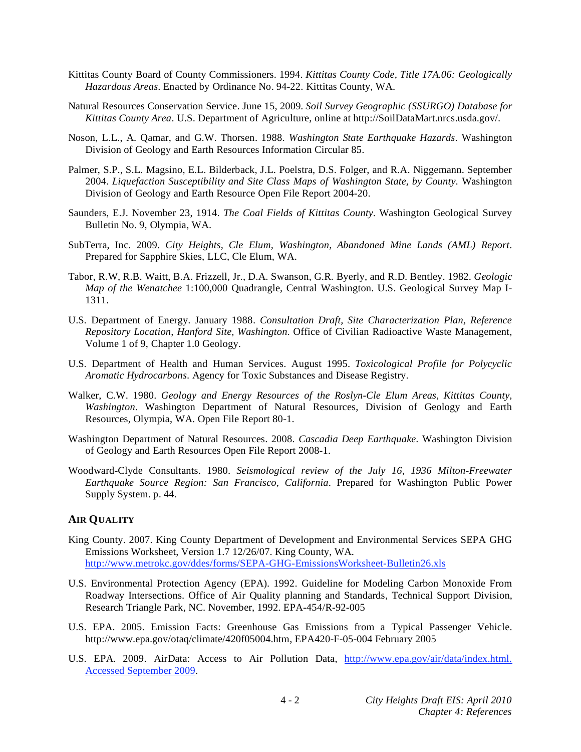Kittitas County Board of County Commissioners. 1994. *Kittitas County Code, Title 17A.06: Geologically Hazardous Areas*. Enacted by Ordinance No. 94-22. Kittitas County, WA.

Natural Resources Conservation Service. June 15, 2009. *Soil Survey Geographic (SSURGO) Database for Kittitas County Area*. U.S. Department of Agriculture, online at http://SoilDataMart.nrcs.usda.gov/.

Noson, L.L., A. Qamar, and G.W. Thorsen. 1988. *Washington State Earthquake Hazards*. Washington Division of Geology and Earth Resources Information Circular 85.

Palmer, S.P., S.L. Magsino, E.L. Bilderback, J.L. Poelstra, D.S. Folger, and R.A. Niggemann. September 2004. *Liquefaction Susceptibility and Site Class Maps of Washington State, by County*. Washington Division of Geology and Earth Resource Open File Report 2004-20.

Saunders, E.J. November 23, 1914. *The Coal Fields of Kittitas County*. Washington Geological Survey Bulletin No. 9, Olympia, WA.

SubTerra, Inc. 2009. *City Heights, Cle Elum, Washington, Abandoned Mine Lands (AML) Report*. Prepared for Sapphire Skies, LLC, Cle Elum, WA.

Tabor, R.W, R.B. Waitt, B.A. Frizzell, Jr., D.A. Swanson, G.R. Byerly, and R.D. Bentley. 1982. *Geologic Map of the Wenatchee* 1:100,000 Quadrangle, Central Washington. U.S. Geological Survey Map I-1311.

U.S. Department of Energy. January 1988. *Consultation Draft, Site Characterization Plan, Reference Repository Location, Hanford Site, Washington*. Office of Civilian Radioactive Waste Management, Volume 1 of 9, Chapter 1.0 Geology.

U.S. Department of Health and Human Services. August 1995. *Toxicological Profile for Polycyclic Aromatic Hydrocarbons*. Agency for Toxic Substances and Disease Registry.

Walker, C.W. 1980. *Geology and Energy Resources of the Roslyn-Cle Elum Areas, Kittitas County, Washington*. Washington Department of Natural Resources, Division of Geology and Earth Resources, Olympia, WA. Open File Report 80-1.

Washington Department of Natural Resources. 2008. *Cascadia Deep Earthquake*. Washington Division of Geology and Earth Resources Open File Report 2008-1.

Woodward-Clyde Consultants. 1980. *Seismological review of the July 16, 1936 Milton-Freewater Earthquake Source Region: San Francisco, California*. Prepared for Washington Public Power Supply System. p. 44.

## AIR QUALITY

King County. 2007. King County Department of Development and Environmental Services SEPA GHG Emissions Worksheet, Version 1.7 12/26/07. King County, WA. http://www.metrokc.gov/ddes/forms/SEPA-GHG-EmissionsWorksheet-Bulletin26.xls

U.S. Environmental Protection Agency (EPA). 1992. Guideline for Modeling Carbon Monoxide From Roadway Intersections. Office of Air Quality planning and Standards, Technical Support Division, Research Triangle Park, NC. November, 1992. EPA-454/R-92-005

U.S. EPA. 2005. Emission Facts: Greenhouse Gas Emissions from a Typical Passenger Vehicle. http://www.epa.gov/otaq/climate/420f05004.htm, EPA420-F-05-004 February 2005

U.S. EPA. 2009. AirData: Access to Air Pollution Data, http://www.epa.gov/air/data/index.html. Accessed September 2009.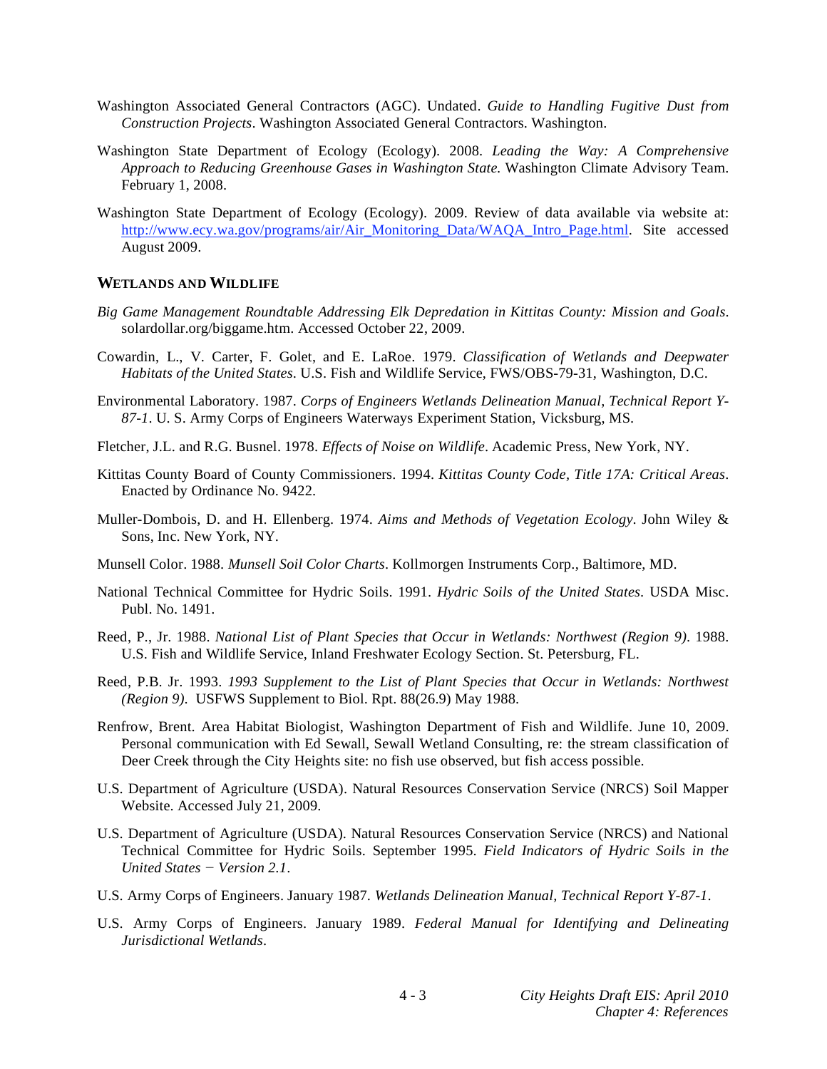Washington Associated General Contractors (AGC). Undated. *Guide to Handling Fugitive Dust from Construction Projects*. Washington Associated General Contractors. Washington.

Washington State Department of Ecology (Ecology). 2008. *Leading the Way: A Comprehensive Approach to Reducing Greenhouse Gases in Washington State.* Washington Climate Advisory Team. February 1, 2008.

Washington State Department of Ecology (Ecology). 2009. Review of data available via website at: http://www.ecy.wa.gov/programs/air/Air_Monitoring_Data/WAQA_Intro_Page.html. Site accessed August 2009.

### WETLANDS AND WILDLIFE

*Big Game Management Roundtable Addressing Elk Depredation in Kittitas County: Mission and Goals*. solardollar.org/biggame.htm. Accessed October 22, 2009.

Cowardin, L., V. Carter, F. Golet, and E. LaRoe. 1979. *Classification of Wetlands and Deepwater Habitats of the United States*. U.S. Fish and Wildlife Service, FWS/OBS-79-31, Washington, D.C.

Environmental Laboratory. 1987. *Corps of Engineers Wetlands Delineation Manual, Technical Report Y-87-1*. U. S. Army Corps of Engineers Waterways Experiment Station, Vicksburg, MS.

Fletcher, J.L. and R.G. Busnel. 1978. *Effects of Noise on Wildlife*. Academic Press, New York, NY.

Kittitas County Board of County Commissioners. 1994. *Kittitas County Code, Title 17A: Critical Areas*. Enacted by Ordinance No. 9422.

Muller-Dombois, D. and H. Ellenberg. 1974. *Aims and Methods of Vegetation Ecology*. John Wiley & Sons, Inc. New York, NY.

Munsell Color. 1988. *Munsell Soil Color Charts*. Kollmorgen Instruments Corp., Baltimore, MD.

National Technical Committee for Hydric Soils. 1991. *Hydric Soils of the United States*. USDA Misc. Publ. No. 1491.

Reed, P., Jr. 1988. *National List of Plant Species that Occur in Wetlands: Northwest (Region 9)*. 1988. U.S. Fish and Wildlife Service, Inland Freshwater Ecology Section. St. Petersburg, FL.

Reed, P.B. Jr. 1993. *1993 Supplement to the List of Plant Species that Occur in Wetlands: Northwest (Region 9)*. USFWS Supplement to Biol. Rpt. 88(26.9) May 1988.

Renfrow, Brent. Area Habitat Biologist, Washington Department of Fish and Wildlife. June 10, 2009. Personal communication with Ed Sewall, Sewall Wetland Consulting, re: the stream classification of Deer Creek through the City Heights site: no fish use observed, but fish access possible.

U.S. Department of Agriculture (USDA). Natural Resources Conservation Service (NRCS) Soil Mapper Website. Accessed July 21, 2009.

U.S. Department of Agriculture (USDA). Natural Resources Conservation Service (NRCS) and National Technical Committee for Hydric Soils. September 1995. *Field Indicators of Hydric Soils in the United States − Version 2.1*.

U.S. Army Corps of Engineers. January 1987. *Wetlands Delineation Manual, Technical Report Y-87-1*.

U.S. Army Corps of Engineers. January 1989. *Federal Manual for Identifying and Delineating Jurisdictional Wetlands*.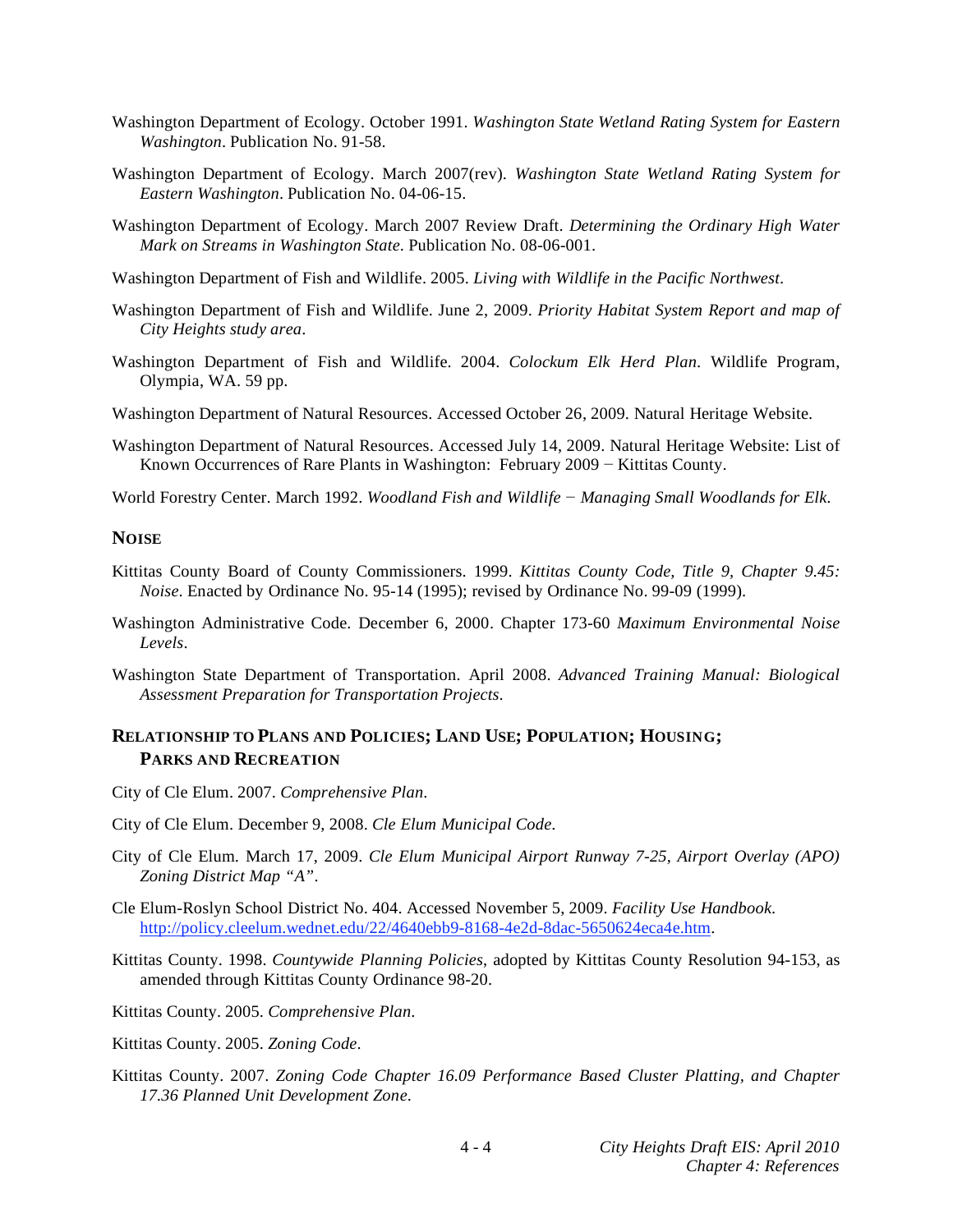Washington Department of Ecology. October 1991. *Washington State Wetland Rating System for Eastern Washington*. Publication No. 91-58.

Washington Department of Ecology. March 2007(rev). *Washington State Wetland Rating System for Eastern Washington*. Publication No. 04-06-15.

Washington Department of Ecology. March 2007 Review Draft. *Determining the Ordinary High Water Mark on Streams in Washington State*. Publication No. 08-06-001.

Washington Department of Fish and Wildlife. 2005. *Living with Wildlife in the Pacific Northwest*.

Washington Department of Fish and Wildlife. June 2, 2009. *Priority Habitat System Report and map of City Heights study area*.

Washington Department of Fish and Wildlife. 2004. *Colockum Elk Herd Plan*. Wildlife Program, Olympia, WA. 59 pp.

Washington Department of Natural Resources. Accessed October 26, 2009. Natural Heritage Website.

Washington Department of Natural Resources. Accessed July 14, 2009. Natural Heritage Website: List of Known Occurrences of Rare Plants in Washington: February 2009 − Kittitas County.

World Forestry Center. March 1992. *Woodland Fish and Wildlife − Managing Small Woodlands for Elk*.

### NOISE

Kittitas County Board of County Commissioners. 1999. *Kittitas County Code, Title 9, Chapter 9.45: Noise*. Enacted by Ordinance No. 95-14 (1995); revised by Ordinance No. 99-09 (1999).

Washington Administrative Code. December 6, 2000. Chapter 173-60 *Maximum Environmental Noise Levels*.

Washington State Department of Transportation. April 2008. *Advanced Training Manual: Biological Assessment Preparation for Transportation Projects*.

### RELATIONSHIP TO PLANS AND POLICIES; LAND USE; POPULATION; HOUSING; PARKS AND RECREATION

City of Cle Elum. 2007. *Comprehensive Plan*.

City of Cle Elum. December 9, 2008. *Cle Elum Municipal Code*.

City of Cle Elum. March 17, 2009. *Cle Elum Municipal Airport Runway 7-25, Airport Overlay (APO) Zoning District Map "A"*.

Cle Elum-Roslyn School District No. 404. Accessed November 5, 2009. *Facility Use Handbook*. http://policy.cleelum.wednet.edu/22/4640ebb9-8168-4e2d-8dac-5650624eca4e.htm.

Kittitas County. 1998. *Countywide Planning Policies*, adopted by Kittitas County Resolution 94-153, as amended through Kittitas County Ordinance 98-20.

Kittitas County. 2005. *Comprehensive Plan*.

Kittitas County. 2005. *Zoning Code*.

Kittitas County. 2007. *Zoning Code Chapter 16.09 Performance Based Cluster Platting, and Chapter 17.36 Planned Unit Development Zone*.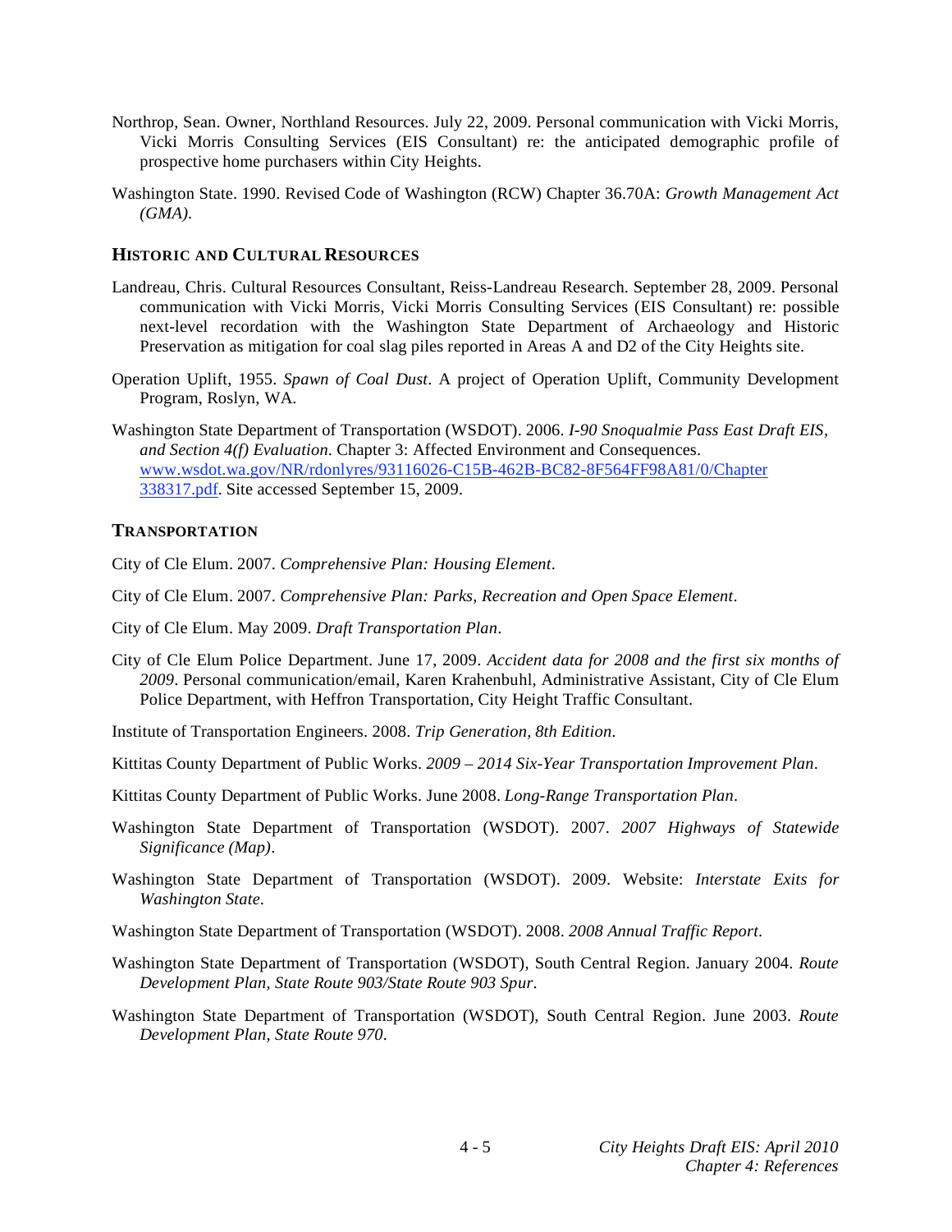Northrop, Sean. Owner, Northland Resources. July 22, 2009. Personal communication with Vicki Morris, Vicki Morris Consulting Services (EIS Consultant) re: the anticipated demographic profile of prospective home purchasers within City Heights.

Washington State. 1990. Revised Code of Washington (RCW) Chapter 36.70A: *Growth Management Act (GMA).*

### HISTORIC AND CULTURAL RESOURCES

Landreau, Chris. Cultural Resources Consultant, Reiss-Landreau Research. September 28, 2009. Personal communication with Vicki Morris, Vicki Morris Consulting Services (EIS Consultant) re: possible next-level recordation with the Washington State Department of Archaeology and Historic Preservation as mitigation for coal slag piles reported in Areas A and D2 of the City Heights site.

Operation Uplift, 1955. *Spawn of Coal Dust*. A project of Operation Uplift, Community Development Program, Roslyn, WA.

Washington State Department of Transportation (WSDOT). 2006. *I-90 Snoqualmie Pass East Draft EIS, and Section 4(f) Evaluation*. Chapter 3: Affected Environment and Consequences. www.wsdot.wa.gov/NR/rdonlyres/93116026-C15B-462B-BC82-8F564FF98A81/0/Chapter338317.pdf. Site accessed September 15, 2009.

### TRANSPORTATION

City of Cle Elum. 2007. *Comprehensive Plan: Housing Element*.

City of Cle Elum. 2007. *Comprehensive Plan: Parks, Recreation and Open Space Element*.

City of Cle Elum. May 2009. *Draft Transportation Plan*.

City of Cle Elum Police Department. June 17, 2009. *Accident data for 2008 and the first six months of 2009*. Personal communication/email, Karen Krahenbuhl, Administrative Assistant, City of Cle Elum Police Department, with Heffron Transportation, City Height Traffic Consultant.

Institute of Transportation Engineers. 2008. *Trip Generation, 8th Edition*.

Kittitas County Department of Public Works. *2009 – 2014 Six-Year Transportation Improvement Plan*.

Kittitas County Department of Public Works. June 2008. *Long-Range Transportation Plan*.

Washington State Department of Transportation (WSDOT). 2007. *2007 Highways of Statewide Significance (Map)*.

Washington State Department of Transportation (WSDOT). 2009. Website: *Interstate Exits for Washington State*.

Washington State Department of Transportation (WSDOT). 2008. *2008 Annual Traffic Report*.

Washington State Department of Transportation (WSDOT), South Central Region. January 2004. *Route Development Plan, State Route 903/State Route 903 Spur*.

Washington State Department of Transportation (WSDOT), South Central Region. June 2003. *Route Development Plan, State Route 970*.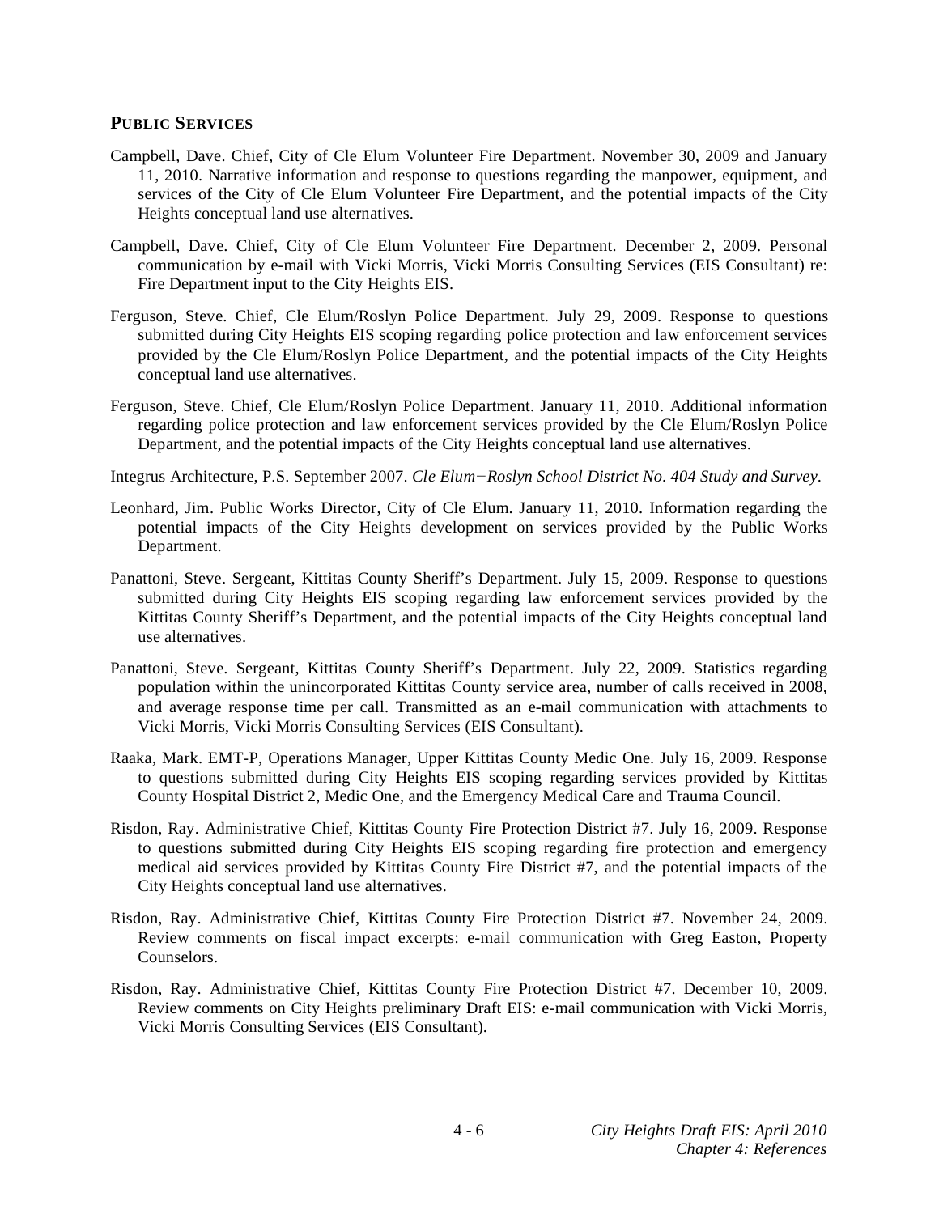### PUBLIC SERVICES

Campbell, Dave. Chief, City of Cle Elum Volunteer Fire Department. November 30, 2009 and January 11, 2010. Narrative information and response to questions regarding the manpower, equipment, and services of the City of Cle Elum Volunteer Fire Department, and the potential impacts of the City Heights conceptual land use alternatives.

Campbell, Dave. Chief, City of Cle Elum Volunteer Fire Department. December 2, 2009. Personal communication by e-mail with Vicki Morris, Vicki Morris Consulting Services (EIS Consultant) re: Fire Department input to the City Heights EIS.

Ferguson, Steve. Chief, Cle Elum/Roslyn Police Department. July 29, 2009. Response to questions submitted during City Heights EIS scoping regarding police protection and law enforcement services provided by the Cle Elum/Roslyn Police Department, and the potential impacts of the City Heights conceptual land use alternatives.

Ferguson, Steve. Chief, Cle Elum/Roslyn Police Department. January 11, 2010. Additional information regarding police protection and law enforcement services provided by the Cle Elum/Roslyn Police Department, and the potential impacts of the City Heights conceptual land use alternatives.

Integrus Architecture, P.S. September 2007. *Cle Elum−Roslyn School District No. 404 Study and Survey*.

Leonhard, Jim. Public Works Director, City of Cle Elum. January 11, 2010. Information regarding the potential impacts of the City Heights development on services provided by the Public Works Department.

Panattoni, Steve. Sergeant, Kittitas County Sheriff's Department. July 15, 2009. Response to questions submitted during City Heights EIS scoping regarding law enforcement services provided by the Kittitas County Sheriff's Department, and the potential impacts of the City Heights conceptual land use alternatives.

Panattoni, Steve. Sergeant, Kittitas County Sheriff's Department. July 22, 2009. Statistics regarding population within the unincorporated Kittitas County service area, number of calls received in 2008, and average response time per call. Transmitted as an e-mail communication with attachments to Vicki Morris, Vicki Morris Consulting Services (EIS Consultant).

Raaka, Mark. EMT-P, Operations Manager, Upper Kittitas County Medic One. July 16, 2009. Response to questions submitted during City Heights EIS scoping regarding services provided by Kittitas County Hospital District 2, Medic One, and the Emergency Medical Care and Trauma Council.

Risdon, Ray. Administrative Chief, Kittitas County Fire Protection District #7. July 16, 2009. Response to questions submitted during City Heights EIS scoping regarding fire protection and emergency medical aid services provided by Kittitas County Fire District #7, and the potential impacts of the City Heights conceptual land use alternatives.

Risdon, Ray. Administrative Chief, Kittitas County Fire Protection District #7. November 24, 2009. Review comments on fiscal impact excerpts: e-mail communication with Greg Easton, Property Counselors.

Risdon, Ray. Administrative Chief, Kittitas County Fire Protection District #7. December 10, 2009. Review comments on City Heights preliminary Draft EIS: e-mail communication with Vicki Morris, Vicki Morris Consulting Services (EIS Consultant).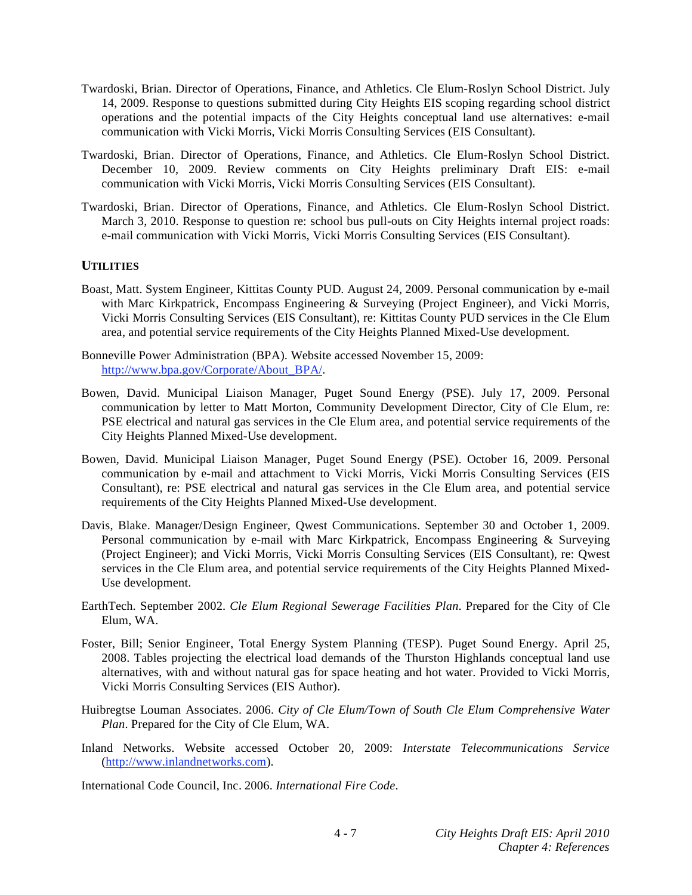Twardoski, Brian. Director of Operations, Finance, and Athletics. Cle Elum-Roslyn School District. July 14, 2009. Response to questions submitted during City Heights EIS scoping regarding school district operations and the potential impacts of the City Heights conceptual land use alternatives: e-mail communication with Vicki Morris, Vicki Morris Consulting Services (EIS Consultant).

Twardoski, Brian. Director of Operations, Finance, and Athletics. Cle Elum-Roslyn School District. December 10, 2009. Review comments on City Heights preliminary Draft EIS: e-mail communication with Vicki Morris, Vicki Morris Consulting Services (EIS Consultant).

Twardoski, Brian. Director of Operations, Finance, and Athletics. Cle Elum-Roslyn School District. March 3, 2010. Response to question re: school bus pull-outs on City Heights internal project roads: e-mail communication with Vicki Morris, Vicki Morris Consulting Services (EIS Consultant).

## UTILITIES

Boast, Matt. System Engineer, Kittitas County PUD. August 24, 2009. Personal communication by e-mail with Marc Kirkpatrick, Encompass Engineering & Surveying (Project Engineer), and Vicki Morris, Vicki Morris Consulting Services (EIS Consultant), re: Kittitas County PUD services in the Cle Elum area, and potential service requirements of the City Heights Planned Mixed-Use development.

Bonneville Power Administration (BPA). Website accessed November 15, 2009: http://www.bpa.gov/Corporate/About_BPA/.

Bowen, David. Municipal Liaison Manager, Puget Sound Energy (PSE). July 17, 2009. Personal communication by letter to Matt Morton, Community Development Director, City of Cle Elum, re: PSE electrical and natural gas services in the Cle Elum area, and potential service requirements of the City Heights Planned Mixed-Use development.

Bowen, David. Municipal Liaison Manager, Puget Sound Energy (PSE). October 16, 2009. Personal communication by e-mail and attachment to Vicki Morris, Vicki Morris Consulting Services (EIS Consultant), re: PSE electrical and natural gas services in the Cle Elum area, and potential service requirements of the City Heights Planned Mixed-Use development.

Davis, Blake. Manager/Design Engineer, Qwest Communications. September 30 and October 1, 2009. Personal communication by e-mail with Marc Kirkpatrick, Encompass Engineering & Surveying (Project Engineer); and Vicki Morris, Vicki Morris Consulting Services (EIS Consultant), re: Qwest services in the Cle Elum area, and potential service requirements of the City Heights Planned Mixed-Use development.

EarthTech. September 2002. *Cle Elum Regional Sewerage Facilities Plan*. Prepared for the City of Cle Elum, WA.

Foster, Bill; Senior Engineer, Total Energy System Planning (TESP). Puget Sound Energy. April 25, 2008. Tables projecting the electrical load demands of the Thurston Highlands conceptual land use alternatives, with and without natural gas for space heating and hot water. Provided to Vicki Morris, Vicki Morris Consulting Services (EIS Author).

Huibregtse Louman Associates. 2006. *City of Cle Elum/Town of South Cle Elum Comprehensive Water Plan*. Prepared for the City of Cle Elum, WA.

Inland Networks. Website accessed October 20, 2009: *Interstate Telecommunications Service* (http://www.inlandnetworks.com).

International Code Council, Inc. 2006. *International Fire Code*.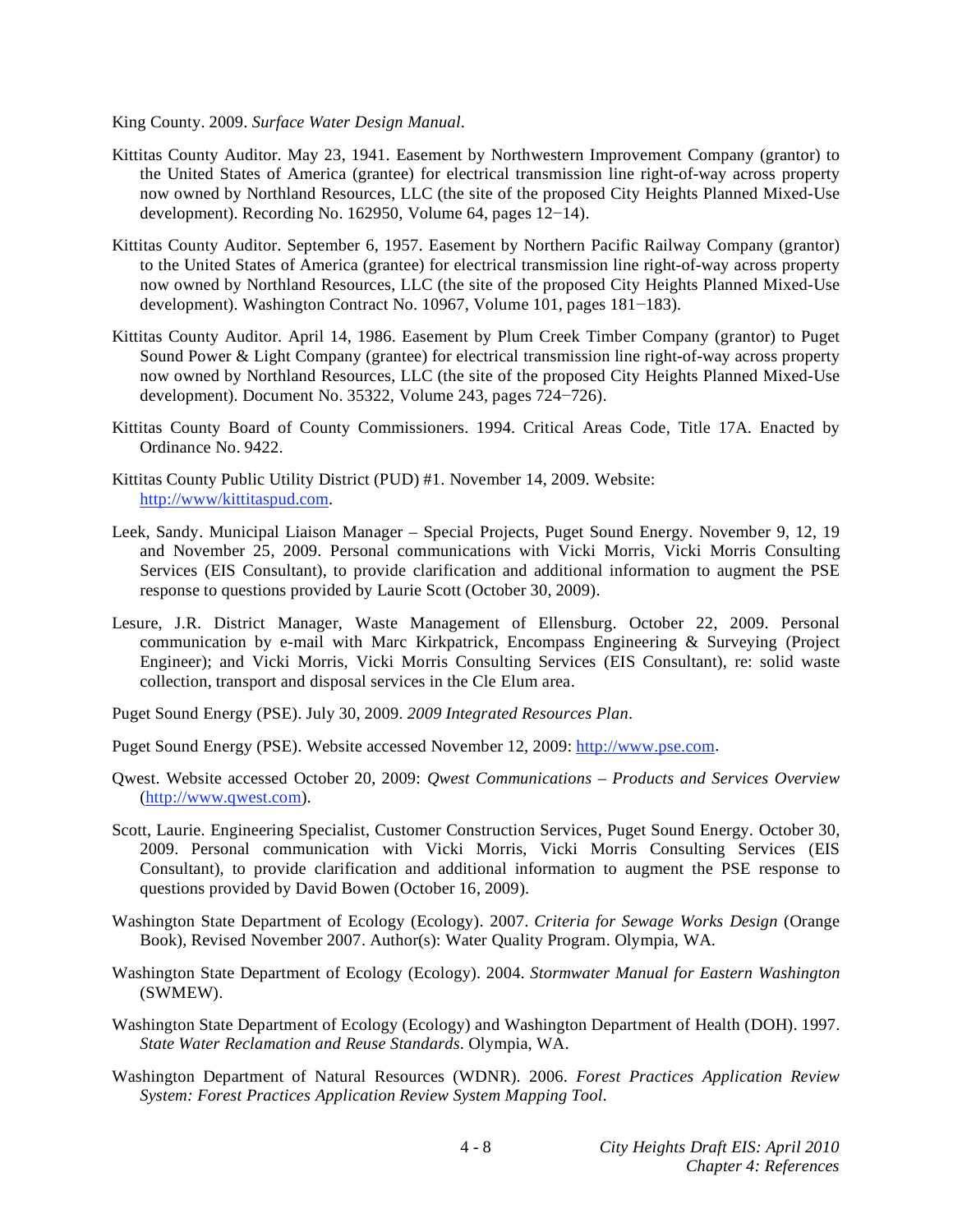King County. 2009. *Surface Water Design Manual*.

Kittitas County Auditor. May 23, 1941. Easement by Northwestern Improvement Company (grantor) to the United States of America (grantee) for electrical transmission line right-of-way across property now owned by Northland Resources, LLC (the site of the proposed City Heights Planned Mixed-Use development). Recording No. 162950, Volume 64, pages 12−14).

Kittitas County Auditor. September 6, 1957. Easement by Northern Pacific Railway Company (grantor) to the United States of America (grantee) for electrical transmission line right-of-way across property now owned by Northland Resources, LLC (the site of the proposed City Heights Planned Mixed-Use development). Washington Contract No. 10967, Volume 101, pages 181−183).

Kittitas County Auditor. April 14, 1986. Easement by Plum Creek Timber Company (grantor) to Puget Sound Power & Light Company (grantee) for electrical transmission line right-of-way across property now owned by Northland Resources, LLC (the site of the proposed City Heights Planned Mixed-Use development). Document No. 35322, Volume 243, pages 724−726).

Kittitas County Board of County Commissioners. 1994. Critical Areas Code, Title 17A. Enacted by Ordinance No. 9422.

Kittitas County Public Utility District (PUD) #1. November 14, 2009. Website: http://www/kittitaspud.com.

Leek, Sandy. Municipal Liaison Manager – Special Projects, Puget Sound Energy. November 9, 12, 19 and November 25, 2009. Personal communications with Vicki Morris, Vicki Morris Consulting Services (EIS Consultant), to provide clarification and additional information to augment the PSE response to questions provided by Laurie Scott (October 30, 2009).

Lesure, J.R. District Manager, Waste Management of Ellensburg. October 22, 2009. Personal communication by e-mail with Marc Kirkpatrick, Encompass Engineering & Surveying (Project Engineer); and Vicki Morris, Vicki Morris Consulting Services (EIS Consultant), re: solid waste collection, transport and disposal services in the Cle Elum area.

Puget Sound Energy (PSE). July 30, 2009. *2009 Integrated Resources Plan*.

Puget Sound Energy (PSE). Website accessed November 12, 2009: http://www.pse.com.

Qwest. Website accessed October 20, 2009: *Qwest Communications – Products and Services Overview* (http://www.qwest.com).

Scott, Laurie. Engineering Specialist, Customer Construction Services, Puget Sound Energy. October 30, 2009. Personal communication with Vicki Morris, Vicki Morris Consulting Services (EIS Consultant), to provide clarification and additional information to augment the PSE response to questions provided by David Bowen (October 16, 2009).

Washington State Department of Ecology (Ecology). 2007. *Criteria for Sewage Works Design* (Orange Book), Revised November 2007. Author(s): Water Quality Program. Olympia, WA.

Washington State Department of Ecology (Ecology). 2004. *Stormwater Manual for Eastern Washington* (SWMEW).

Washington State Department of Ecology (Ecology) and Washington Department of Health (DOH). 1997. *State Water Reclamation and Reuse Standards*. Olympia, WA.

Washington Department of Natural Resources (WDNR). 2006. *Forest Practices Application Review System: Forest Practices Application Review System Mapping Tool*.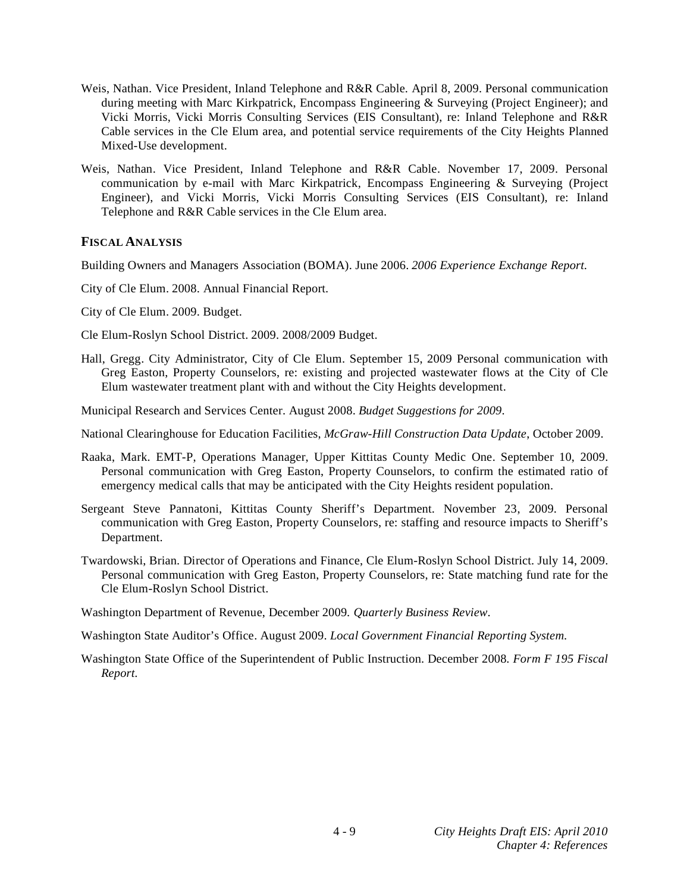Weis, Nathan. Vice President, Inland Telephone and R&R Cable. April 8, 2009. Personal communication during meeting with Marc Kirkpatrick, Encompass Engineering & Surveying (Project Engineer); and Vicki Morris, Vicki Morris Consulting Services (EIS Consultant), re: Inland Telephone and R&R Cable services in the Cle Elum area, and potential service requirements of the City Heights Planned Mixed-Use development.

Weis, Nathan. Vice President, Inland Telephone and R&R Cable. November 17, 2009. Personal communication by e-mail with Marc Kirkpatrick, Encompass Engineering & Surveying (Project Engineer), and Vicki Morris, Vicki Morris Consulting Services (EIS Consultant), re: Inland Telephone and R&R Cable services in the Cle Elum area.

## FISCAL ANALYSIS

Building Owners and Managers Association (BOMA). June 2006. *2006 Experience Exchange Report.*

City of Cle Elum. 2008. Annual Financial Report.

City of Cle Elum. 2009. Budget.

Cle Elum-Roslyn School District. 2009. 2008/2009 Budget.

Hall, Gregg. City Administrator, City of Cle Elum. September 15, 2009 Personal communication with Greg Easton, Property Counselors, re: existing and projected wastewater flows at the City of Cle Elum wastewater treatment plant with and without the City Heights development.

Municipal Research and Services Center. August 2008. *Budget Suggestions for 2009*.

National Clearinghouse for Education Facilities, *McGraw-Hill Construction Data Update*, October 2009.

Raaka, Mark. EMT-P, Operations Manager, Upper Kittitas County Medic One. September 10, 2009. Personal communication with Greg Easton, Property Counselors, to confirm the estimated ratio of emergency medical calls that may be anticipated with the City Heights resident population.

Sergeant Steve Pannatoni, Kittitas County Sheriff's Department. November 23, 2009. Personal communication with Greg Easton, Property Counselors, re: staffing and resource impacts to Sheriff's Department.

Twardowski, Brian. Director of Operations and Finance, Cle Elum-Roslyn School District. July 14, 2009. Personal communication with Greg Easton, Property Counselors, re: State matching fund rate for the Cle Elum-Roslyn School District.

Washington Department of Revenue, December 2009. *Quarterly Business Review*.

Washington State Auditor's Office. August 2009. *Local Government Financial Reporting System.*

Washington State Office of the Superintendent of Public Instruction. December 2008. *Form F 195 Fiscal Report.*